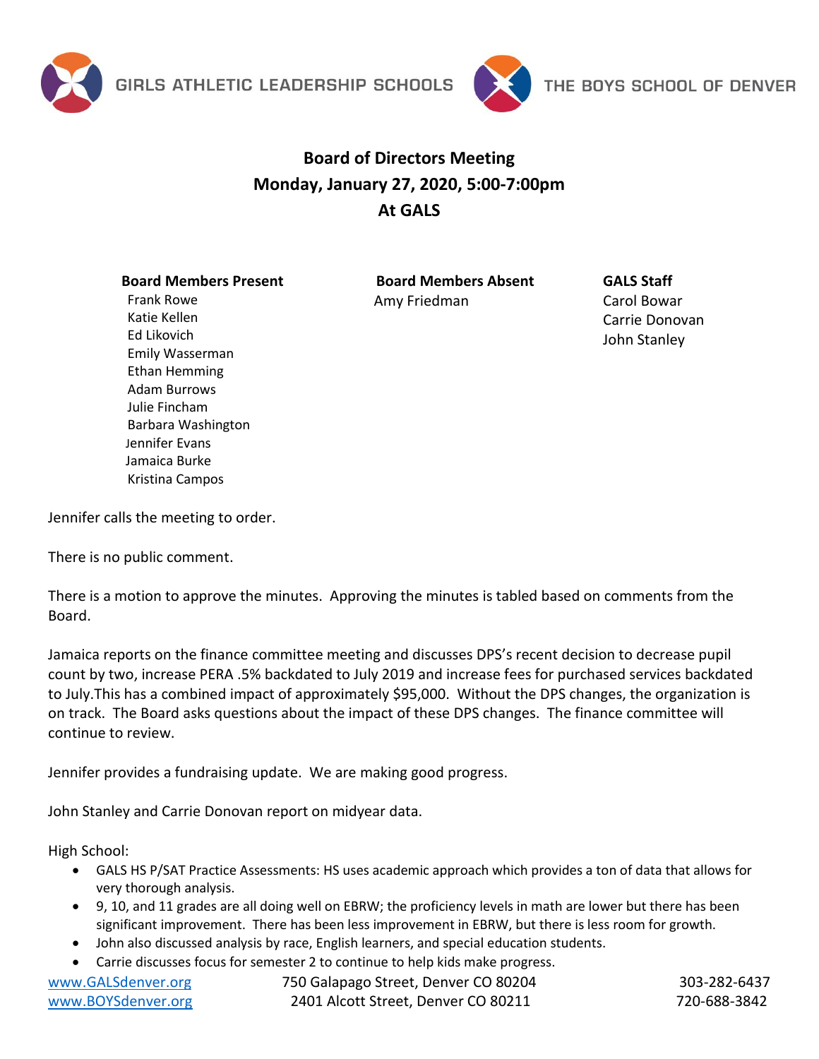GIRLS ATHLETIC LEADERSHIP SCHOOLS THE BOYS SCHOOL OF DENVER

# Board of Directors Meeting
## Monday, January 27, 2020, 5:00-7:00pm
## At GALS

**Board Members Present**
Frank Rowe
Katie Kellen
Ed Likovich
Emily Wasserman
Ethan Hemming
Adam Burrows
Julie Fincham
Barbara Washington
Jennifer Evans
Jamaica Burke
Kristina Campos

**Board Members Absent**
Amy Friedman

**GALS Staff**
Carol Bowar
Carrie Donovan
John Stanley

Jennifer calls the meeting to order.

There is no public comment.

There is a motion to approve the minutes. Approving the minutes is tabled based on comments from the Board.

Jamaica reports on the finance committee meeting and discusses DPS's recent decision to decrease pupil count by two, increase PERA .5% backdated to July 2019 and increase fees for purchased services backdated to July.This has a combined impact of approximately $95,000. Without the DPS changes, the organization is on track. The Board asks questions about the impact of these DPS changes. The finance committee will continue to review.

Jennifer provides a fundraising update. We are making good progress.

John Stanley and Carrie Donovan report on midyear data.

High School:

- GALS HS P/SAT Practice Assessments: HS uses academic approach which provides a ton of data that allows for very thorough analysis.
- 9, 10, and 11 grades are all doing well on EBRW; the proficiency levels in math are lower but there has been significant improvement. There has been less improvement in EBRW, but there is less room for growth.
- John also discussed analysis by race, English learners, and special education students.
- Carrie discusses focus for semester 2 to continue to help kids make progress.

www.GALSdenver.org 750 Galapago Street, Denver CO 80204 303-282-6437
www.BOYSdenver.org 2401 Alcott Street, Denver CO 80211 720-688-3842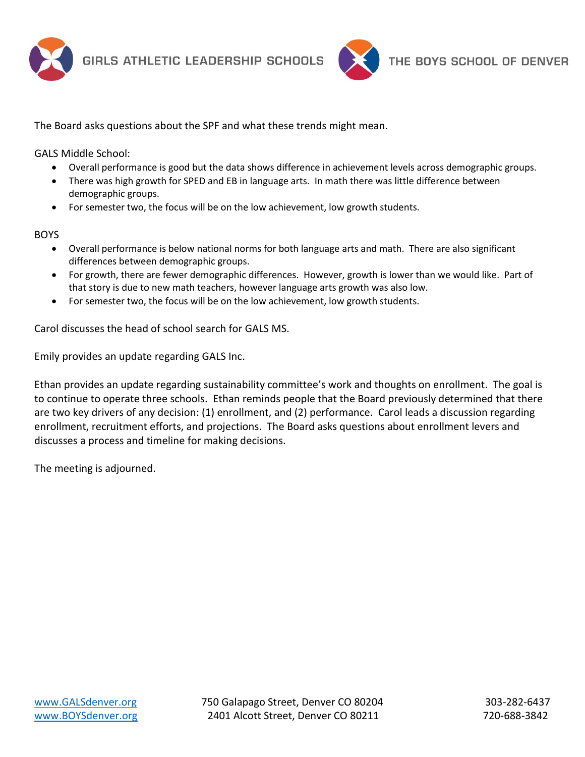The Board asks questions about the SPF and what these trends might mean.

GALS Middle School:

- Overall performance is good but the data shows difference in achievement levels across demographic groups.
- There was high growth for SPED and EB in language arts. In math there was little difference between demographic groups.
- For semester two, the focus will be on the low achievement, low growth students.

BOYS

- Overall performance is below national norms for both language arts and math. There are also significant differences between demographic groups.
- For growth, there are fewer demographic differences. However, growth is lower than we would like. Part of that story is due to new math teachers, however language arts growth was also low.
- For semester two, the focus will be on the low achievement, low growth students.

Carol discusses the head of school search for GALS MS.

Emily provides an update regarding GALS Inc.

Ethan provides an update regarding sustainability committee's work and thoughts on enrollment. The goal is to continue to operate three schools. Ethan reminds people that the Board previously determined that there are two key drivers of any decision: (1) enrollment, and (2) performance. Carol leads a discussion regarding enrollment, recruitment efforts, and projections. The Board asks questions about enrollment levers and discusses a process and timeline for making decisions.

The meeting is adjourned.